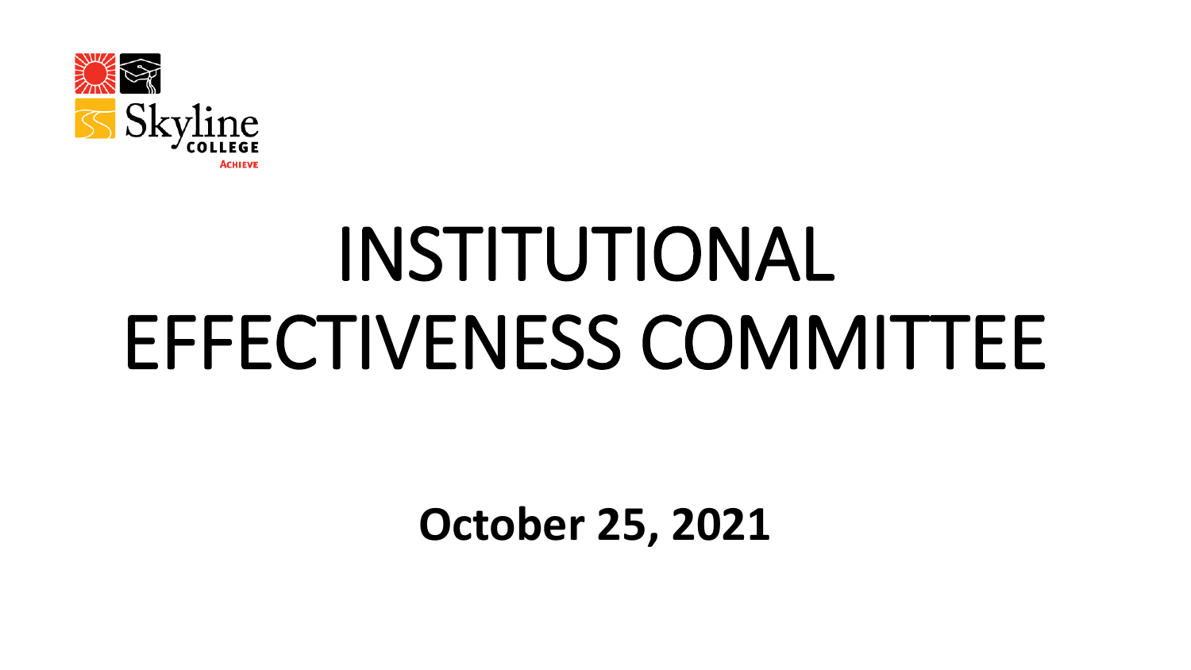Skyline College

ACHIEVE

# INSTITUTIONAL EFFECTIVENESS COMMITTEE

**October 25, 2021**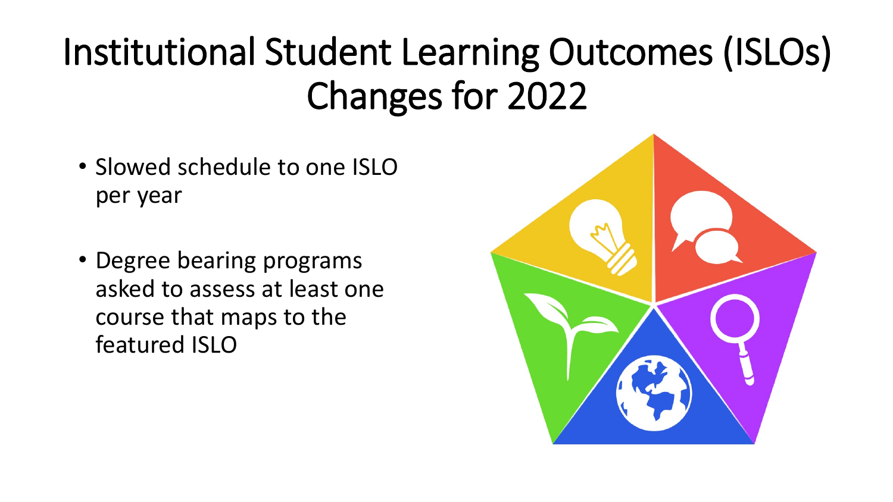# Institutional Student Learning Outcomes (ISLOs) Changes for 2022

- Slowed schedule to one ISLO per year
- Degree bearing programs asked to assess at least one course that maps to the featured ISLO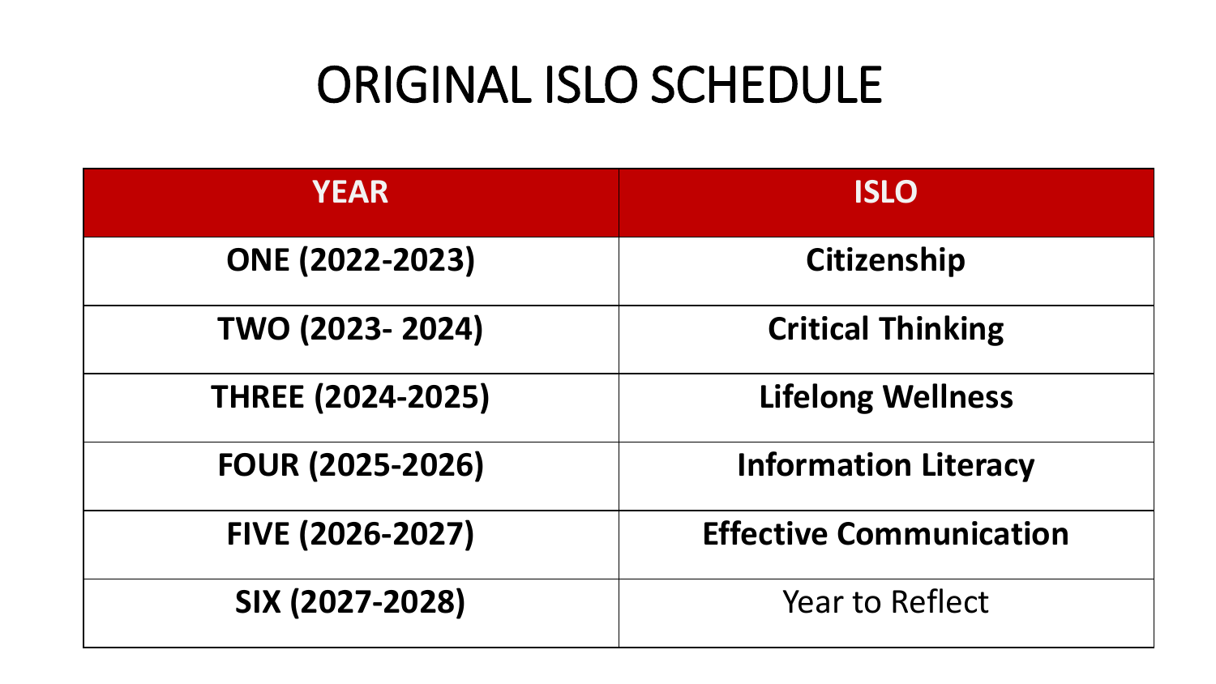# ORIGINAL ISLO SCHEDULE

| YEAR | ISLO |
| --- | --- |
| **ONE (2022-2023)** | **Citizenship** |
| **TWO (2023- 2024)** | **Critical Thinking** |
| **THREE (2024-2025)** | **Lifelong Wellness** |
| **FOUR (2025-2026)** | **Information Literacy** |
| **FIVE (2026-2027)** | **Effective Communication** |
| **SIX (2027-2028)** | Year to Reflect |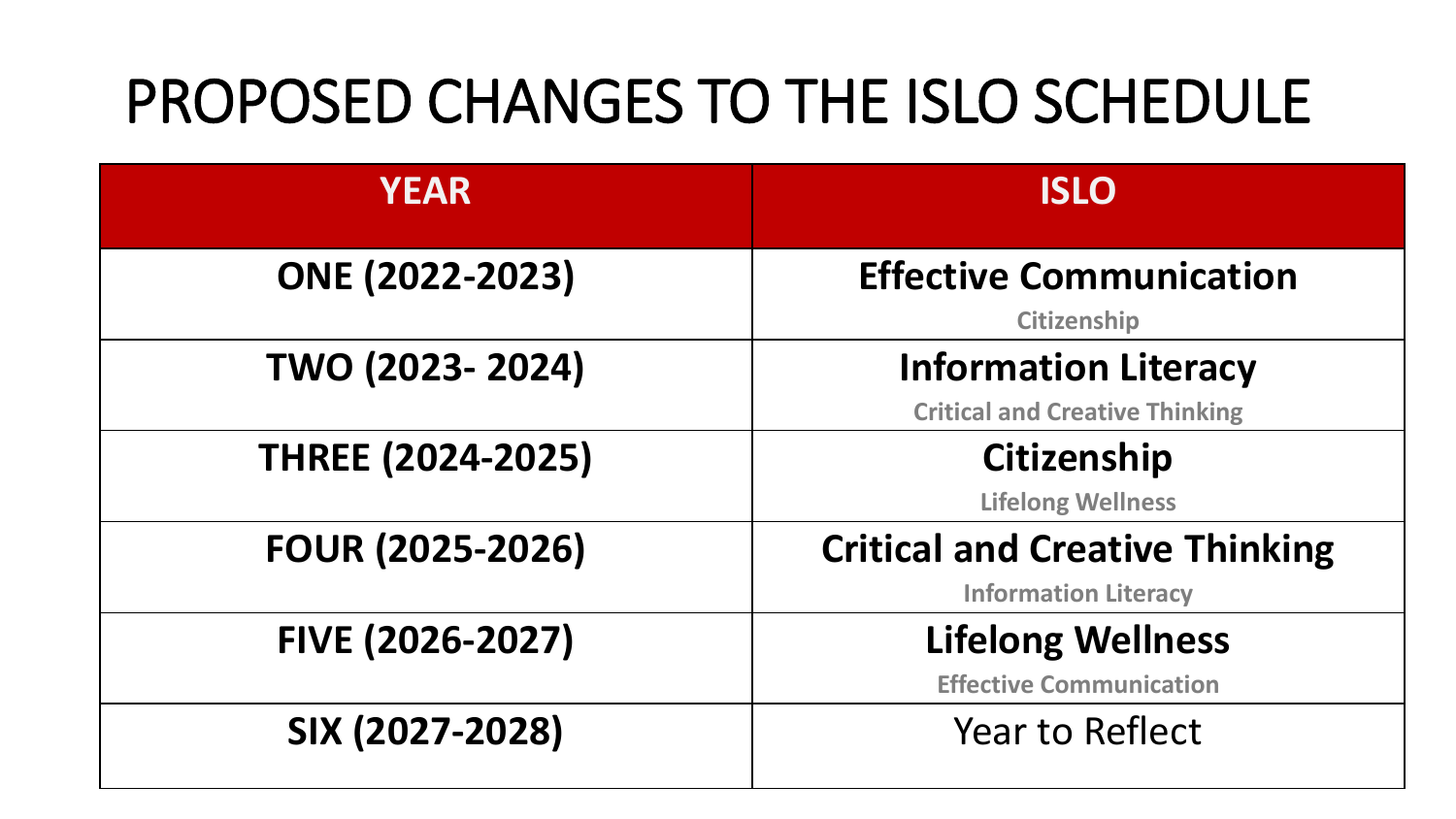# PROPOSED CHANGES TO THE ISLO SCHEDULE

| YEAR | ISLO |
| --- | --- |
| **ONE (2022-2023)** | **Effective Communication** <br> **Citizenship** |
| **TWO (2023- 2024)** | **Information Literacy** <br> **Critical and Creative Thinking** |
| **THREE (2024-2025)** | **Citizenship** <br> **Lifelong Wellness** |
| **FOUR (2025-2026)** | **Critical and Creative Thinking** <br> **Information Literacy** |
| **FIVE (2026-2027)** | **Lifelong Wellness** <br> **Effective Communication** |
| **SIX (2027-2028)** | Year to Reflect |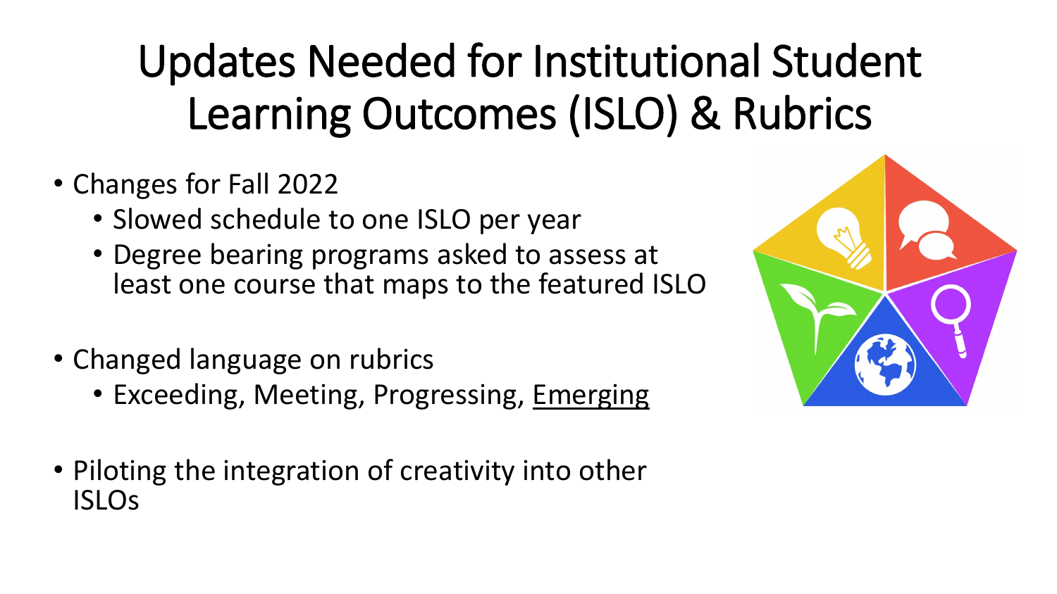# Updates Needed for Institutional Student Learning Outcomes (ISLO) & Rubrics

- Changes for Fall 2022
  - Slowed schedule to one ISLO per year
  - Degree bearing programs asked to assess at least one course that maps to the featured ISLO

- Changed language on rubrics
  - Exceeding, Meeting, Progressing, <u>Emerging</u>

- Piloting the integration of creativity into other ISLOs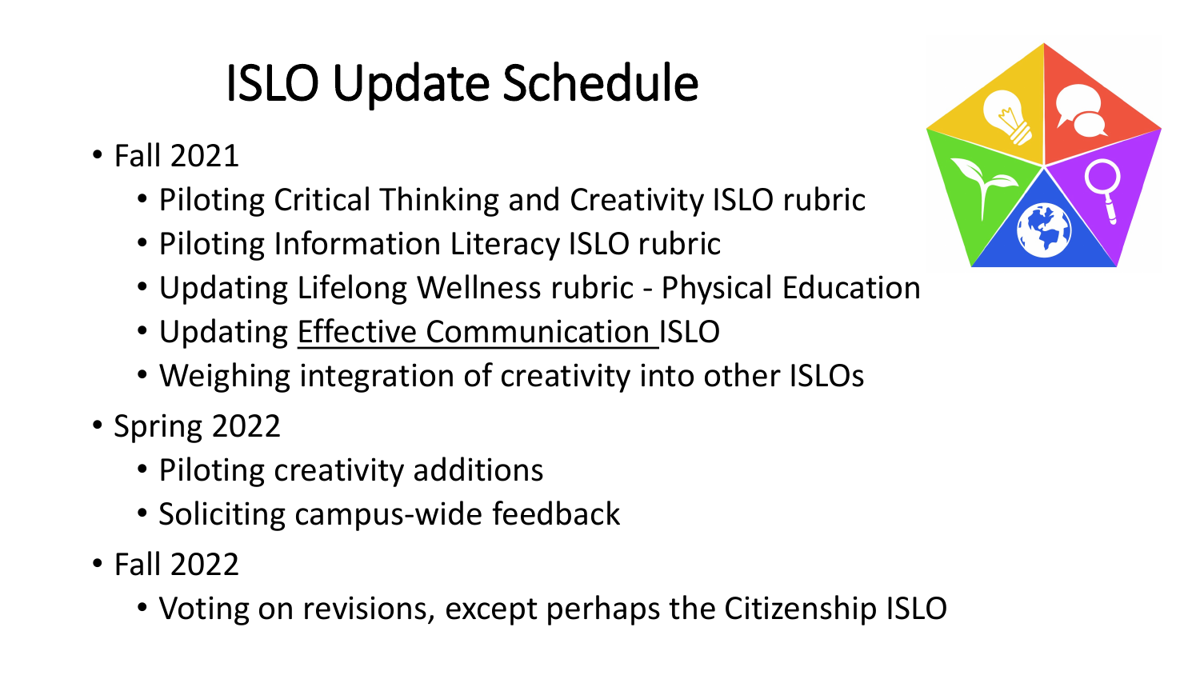# ISLO Update Schedule

- Fall 2021
  - Piloting Critical Thinking and Creativity ISLO rubric
  - Piloting Information Literacy ISLO rubric
  - Updating Lifelong Wellness rubric - Physical Education
  - Updating Effective Communication ISLO
  - Weighing integration of creativity into other ISLOs
- Spring 2022
  - Piloting creativity additions
  - Soliciting campus-wide feedback
- Fall 2022
  - Voting on revisions, except perhaps the Citizenship ISLO